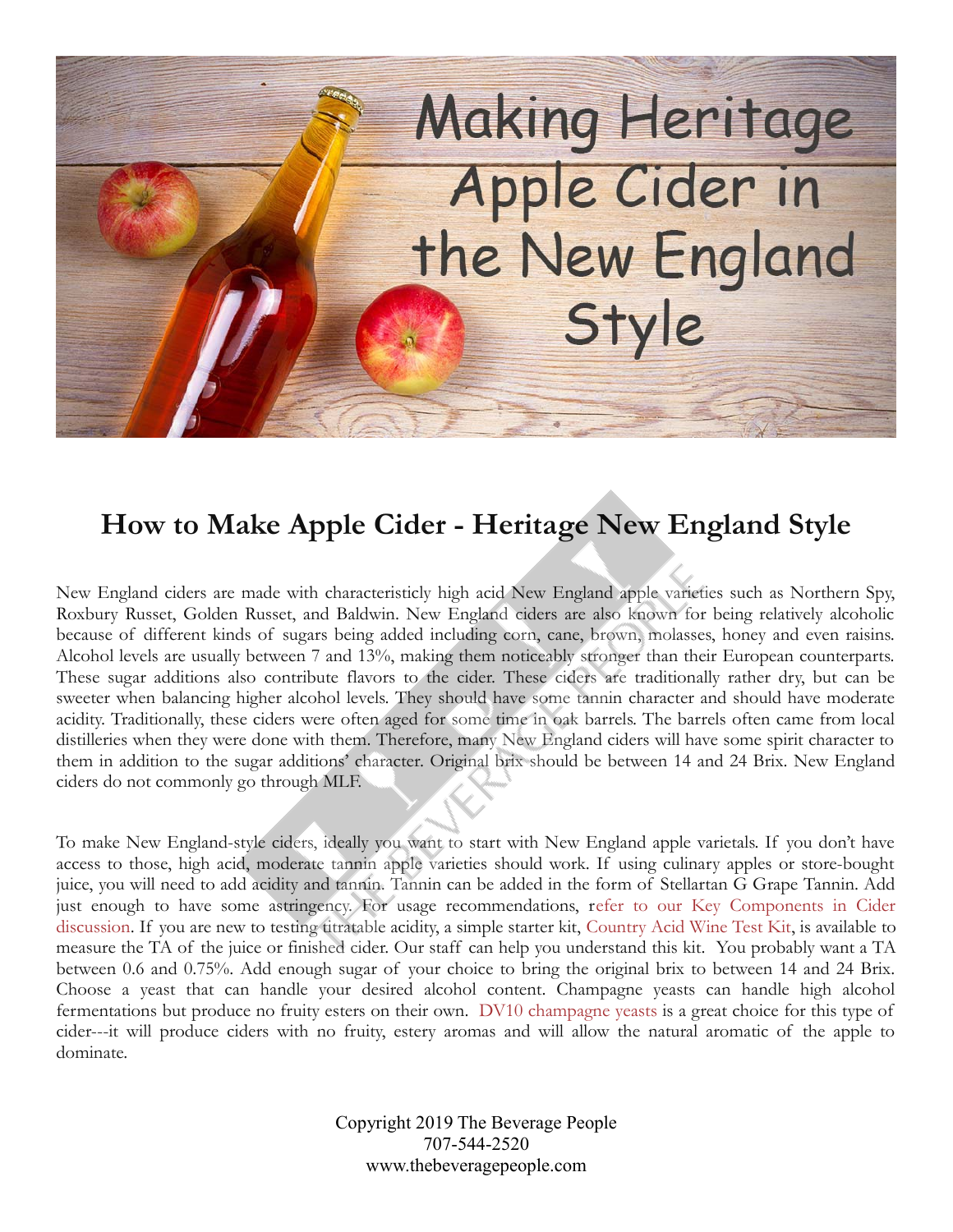# Making Heritage Apple Cider in the New England Style

## How to Make Apple Cider - Heritage New England Style

New England ciders are made with characteristicly high acid New England apple varieties such as Northern Spy, Roxbury Russet, Golden Russet, and Baldwin. New England ciders are also known for being relatively alcoholic because of different kinds of sugars being added including corn, cane, brown, molasses, honey and even raisins. Alcohol levels are usually between 7 and 13%, making them noticeably stronger than their European counterparts. These sugar additions also contribute flavors to the cider. These ciders are traditionally rather dry, but can be sweeter when balancing higher alcohol levels. They should have some tannin character and should have moderate acidity. Traditionally, these ciders were often aged for some time in oak barrels. The barrels often came from local distilleries when they were done with them. Therefore, many New England ciders will have some spirit character to them in addition to the sugar additions' character. Original brix should be between 14 and 24 Brix. New England ciders do not commonly go through MLF.

To make New England-style ciders, ideally you want to start with New England apple varietals. If you don't have access to those, high acid, moderate tannin apple varieties should work. If using culinary apples or store-bought juice, you will need to add acidity and tannin. Tannin can be added in the form of Stellartan G Grape Tannin. Add just enough to have some astringency. For usage recommendations, refer to our Key Components in Cider discussion. If you are new to testing titratable acidity, a simple starter kit, Country Acid Wine Test Kit, is available to measure the TA of the juice or finished cider. Our staff can help you understand this kit. You probably want a TA between 0.6 and 0.75%. Add enough sugar of your choice to bring the original brix to between 14 and 24 Brix. Choose a yeast that can handle your desired alcohol content. Champagne yeasts can handle high alcohol fermentations but produce no fruity esters on their own. DV10 champagne yeasts is a great choice for this type of cider---it will produce ciders with no fruity, estery aromas and will allow the natural aromatic of the apple to dominate.

Copyright 2019 The Beverage People
707-544-2520
www.thebeveragepeople.com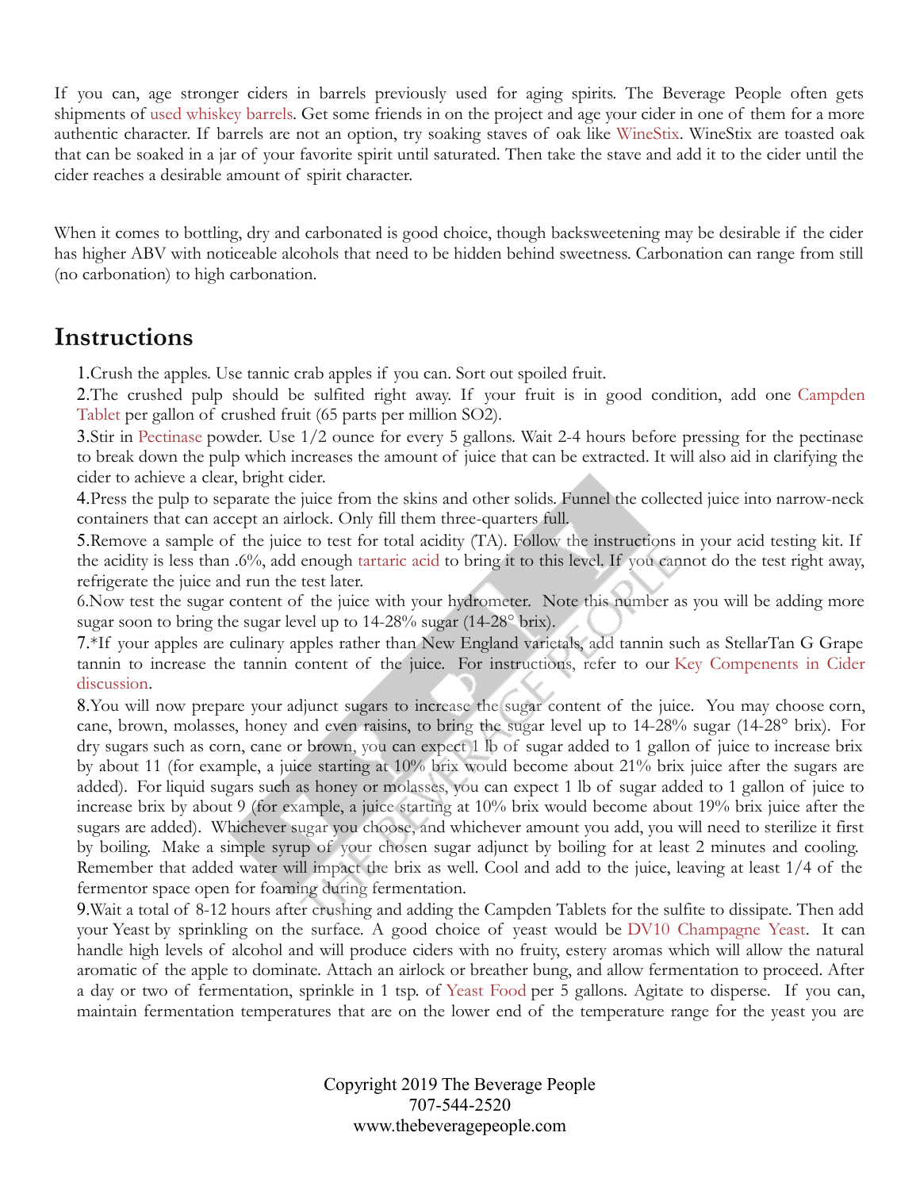If you can, age stronger ciders in barrels previously used for aging spirits. The Beverage People often gets shipments of used whiskey barrels. Get some friends in on the project and age your cider in one of them for a more authentic character. If barrels are not an option, try soaking staves of oak like WineStix. WineStix are toasted oak that can be soaked in a jar of your favorite spirit until saturated. Then take the stave and add it to the cider until the cider reaches a desirable amount of spirit character.

When it comes to bottling, dry and carbonated is good choice, though backsweetening may be desirable if the cider has higher ABV with noticeable alcohols that need to be hidden behind sweetness. Carbonation can range from still (no carbonation) to high carbonation.

## Instructions

1. Crush the apples. Use tannic crab apples if you can. Sort out spoiled fruit.
2. The crushed pulp should be sulfited right away. If your fruit is in good condition, add one Campden Tablet per gallon of crushed fruit (65 parts per million $SO_2$).
3. Stir in Pectinase powder. Use 1/2 ounce for every 5 gallons. Wait 2-4 hours before pressing for the pectinase to break down the pulp which increases the amount of juice that can be extracted. It will also aid in clarifying the cider to achieve a clear, bright cider.
4. Press the pulp to separate the juice from the skins and other solids. Funnel the collected juice into narrow-neck containers that can accept an airlock. Only fill them three-quarters full.
5. Remove a sample of the juice to test for total acidity (TA). Follow the instructions in your acid testing kit. If the acidity is less than .6%, add enough tartaric acid to bring it to this level. If you cannot do the test right away, refrigerate the juice and run the test later.
6. Now test the sugar content of the juice with your hydrometer. Note this number as you will be adding more sugar soon to bring the sugar level up to 14-28% sugar (14-28° brix).
7. *If your apples are culinary apples rather than New England varietals, add tannin such as StellarTan G Grape tannin to increase the tannin content of the juice. For instructions, refer to our Key Compenents in Cider discussion.
8. You will now prepare your adjunct sugars to increase the sugar content of the juice. You may choose corn, cane, brown, molasses, honey and even raisins, to bring the sugar level up to 14-28% sugar (14-28° brix). For dry sugars such as corn, cane or brown, you can expect 1 lb of sugar added to 1 gallon of juice to increase brix by about 11 (for example, a juice starting at 10% brix would become about 21% brix juice after the sugars are added). For liquid sugars such as honey or molasses, you can expect 1 lb of sugar added to 1 gallon of juice to increase brix by about 9 (for example, a juice starting at 10% brix would become about 19% brix juice after the sugars are added). Whichever sugar you choose, and whichever amount you add, you will need to sterilize it first by boiling. Make a simple syrup of your chosen sugar adjunct by boiling for at least 2 minutes and cooling. Remember that added water will impact the brix as well. Cool and add to the juice, leaving at least 1/4 of the fermentor space open for foaming during fermentation.
9. Wait a total of 8-12 hours after crushing and adding the Campden Tablets for the sulfite to dissipate. Then add your Yeast by sprinkling on the surface. A good choice of yeast would be DV10 Champagne Yeast. It can handle high levels of alcohol and will produce ciders with no fruity, estery aromas which will allow the natural aromatic of the apple to dominate. Attach an airlock or breather bung, and allow fermentation to proceed. After a day or two of fermentation, sprinkle in 1 tsp. of Yeast Food per 5 gallons. Agitate to disperse. If you can, maintain fermentation temperatures that are on the lower end of the temperature range for the yeast you are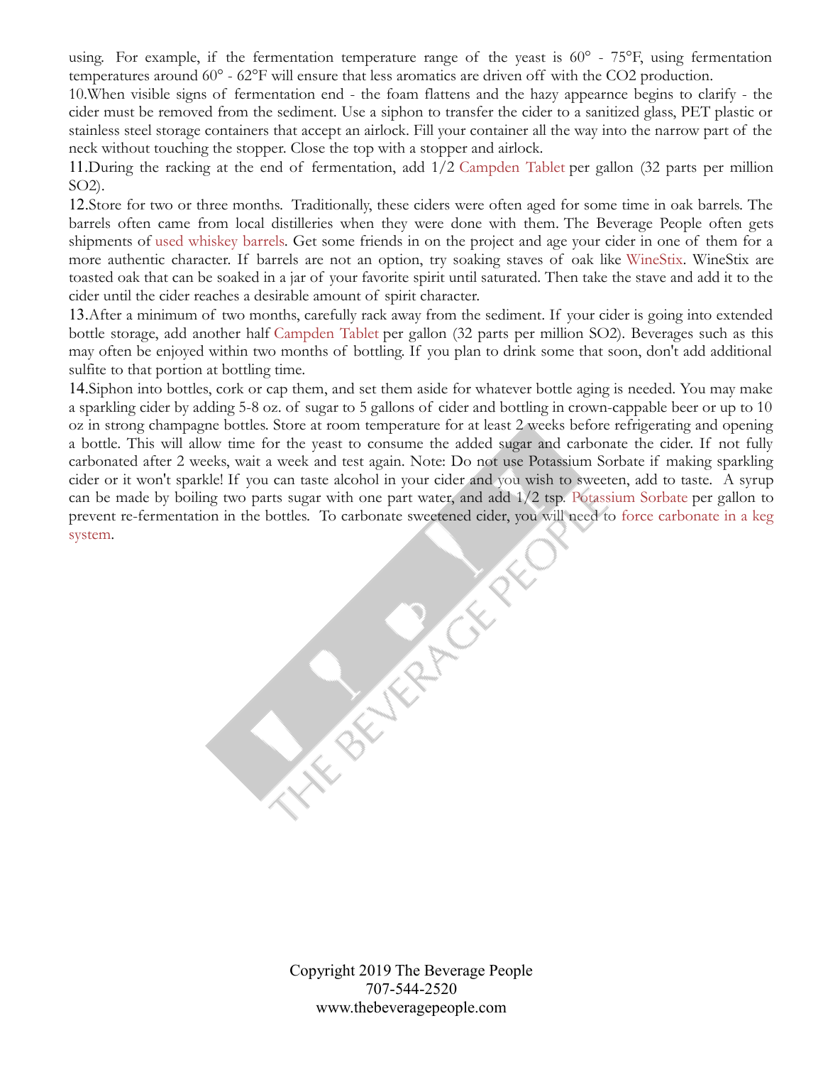using. For example, if the fermentation temperature range of the yeast is 60° - 75°F, using fermentation temperatures around 60° - 62°F will ensure that less aromatics are driven off with the $CO_2$ production.

10. When visible signs of fermentation end - the foam flattens and the hazy appearnce begins to clarify - the cider must be removed from the sediment. Use a siphon to transfer the cider to a sanitized glass, PET plastic or stainless steel storage containers that accept an airlock. Fill your container all the way into the narrow part of the neck without touching the stopper. Close the top with a stopper and airlock.

11. During the racking at the end of fermentation, add 1/2 Campden Tablet per gallon (32 parts per million $SO_2$).

12. Store for two or three months. Traditionally, these ciders were often aged for some time in oak barrels. The barrels often came from local distilleries when they were done with them. The Beverage People often gets shipments of used whiskey barrels. Get some friends in on the project and age your cider in one of them for a more authentic character. If barrels are not an option, try soaking staves of oak like WineStix. WineStix are toasted oak that can be soaked in a jar of your favorite spirit until saturated. Then take the stave and add it to the cider until the cider reaches a desirable amount of spirit character.

13. After a minimum of two months, carefully rack away from the sediment. If your cider is going into extended bottle storage, add another half Campden Tablet per gallon (32 parts per million $SO_2$). Beverages such as this may often be enjoyed within two months of bottling. If you plan to drink some that soon, don't add additional sulfite to that portion at bottling time.

14. Siphon into bottles, cork or cap them, and set them aside for whatever bottle aging is needed. You may make a sparkling cider by adding 5-8 oz. of sugar to 5 gallons of cider and bottling in crown-cappable beer or up to 10 oz in strong champagne bottles. Store at room temperature for at least 2 weeks before refrigerating and opening a bottle. This will allow time for the yeast to consume the added sugar and carbonate the cider. If not fully carbonated after 2 weeks, wait a week and test again. Note: Do not use Potassium Sorbate if making sparkling cider or it won't sparkle! If you can taste alcohol in your cider and you wish to sweeten, add to taste. A syrup can be made by boiling two parts sugar with one part water, and add 1/2 tsp. Potassium Sorbate per gallon to prevent re-fermentation in the bottles. To carbonate sweetened cider, you will need to force carbonate in a keg system.

Copyright 2019 The Beverage People
707-544-2520
www.thebeveragepeople.com